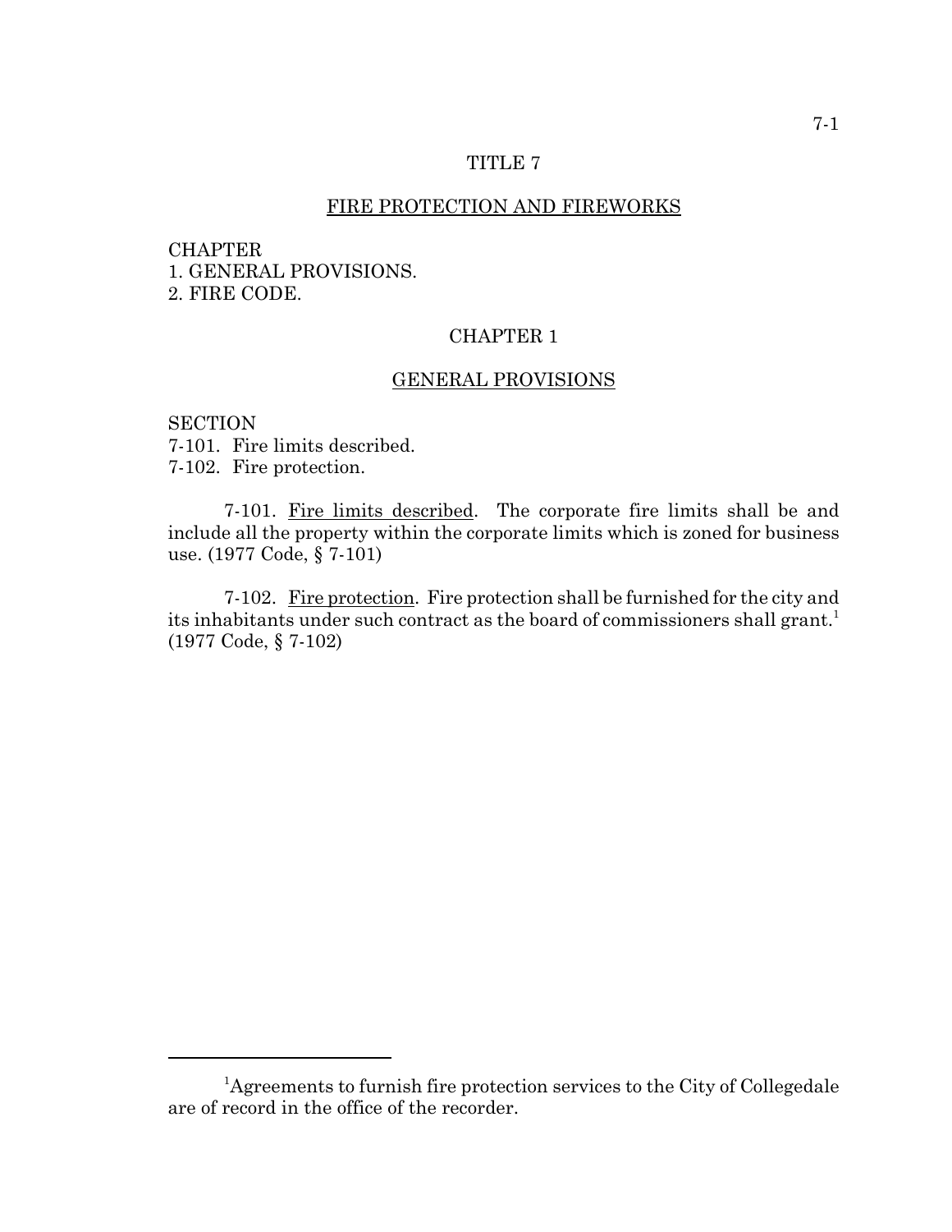# TITLE 7

## FIRE PROTECTION AND FIREWORKS

CHAPTER
1. GENERAL PROVISIONS.
2. FIRE CODE.

## CHAPTER 1

### GENERAL PROVISIONS

SECTION
7-101. Fire limits described.
7-102. Fire protection.

7-101. Fire limits described. The corporate fire limits shall be and include all the property within the corporate limits which is zoned for business use. (1977 Code, § 7-101)

7-102. Fire protection. Fire protection shall be furnished for the city and its inhabitants under such contract as the board of commissioners shall grant.[1] (1977 Code, § 7-102)

---

[1]Agreements to furnish fire protection services to the City of Collegedale are of record in the office of the recorder.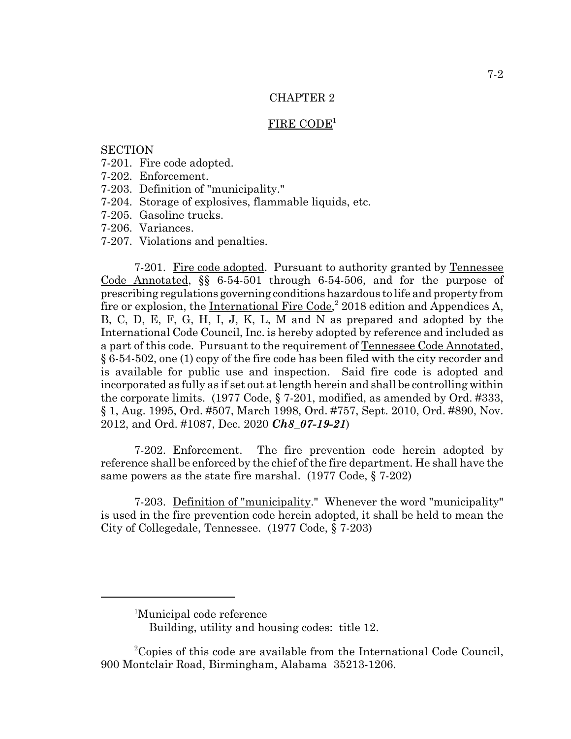## CHAPTER 2

## FIRE CODE[1]

SECTION
7-201. Fire code adopted.
7-202. Enforcement.
7-203. Definition of "municipality."
7-204. Storage of explosives, flammable liquids, etc.
7-205. Gasoline trucks.
7-206. Variances.
7-207. Violations and penalties.

7-201. Fire code adopted. Pursuant to authority granted by Tennessee Code Annotated, §§ 6-54-501 through 6-54-506, and for the purpose of prescribing regulations governing conditions hazardous to life and property from fire or explosion, the International Fire Code,[2] 2018 edition and Appendices A, B, C, D, E, F, G, H, I, J, K, L, M and N as prepared and adopted by the International Code Council, Inc. is hereby adopted by reference and included as a part of this code. Pursuant to the requirement of Tennessee Code Annotated, § 6-54-502, one (1) copy of the fire code has been filed with the city recorder and is available for public use and inspection. Said fire code is adopted and incorporated as fully as if set out at length herein and shall be controlling within the corporate limits. (1977 Code, § 7-201, modified, as amended by Ord. #333, § 1, Aug. 1995, Ord. #507, March 1998, Ord. #757, Sept. 2010, Ord. #890, Nov. 2012, and Ord. #1087, Dec. 2020 ***Ch8_07-19-21***)

7-202. Enforcement. The fire prevention code herein adopted by reference shall be enforced by the chief of the fire department. He shall have the same powers as the state fire marshal. (1977 Code, § 7-202)

7-203. Definition of "municipality." Whenever the word "municipality" is used in the fire prevention code herein adopted, it shall be held to mean the City of Collegedale, Tennessee. (1977 Code, § 7-203)

---

[1]Municipal code reference
Building, utility and housing codes: title 12.

[2]Copies of this code are available from the International Code Council, 900 Montclair Road, Birmingham, Alabama 35213-1206.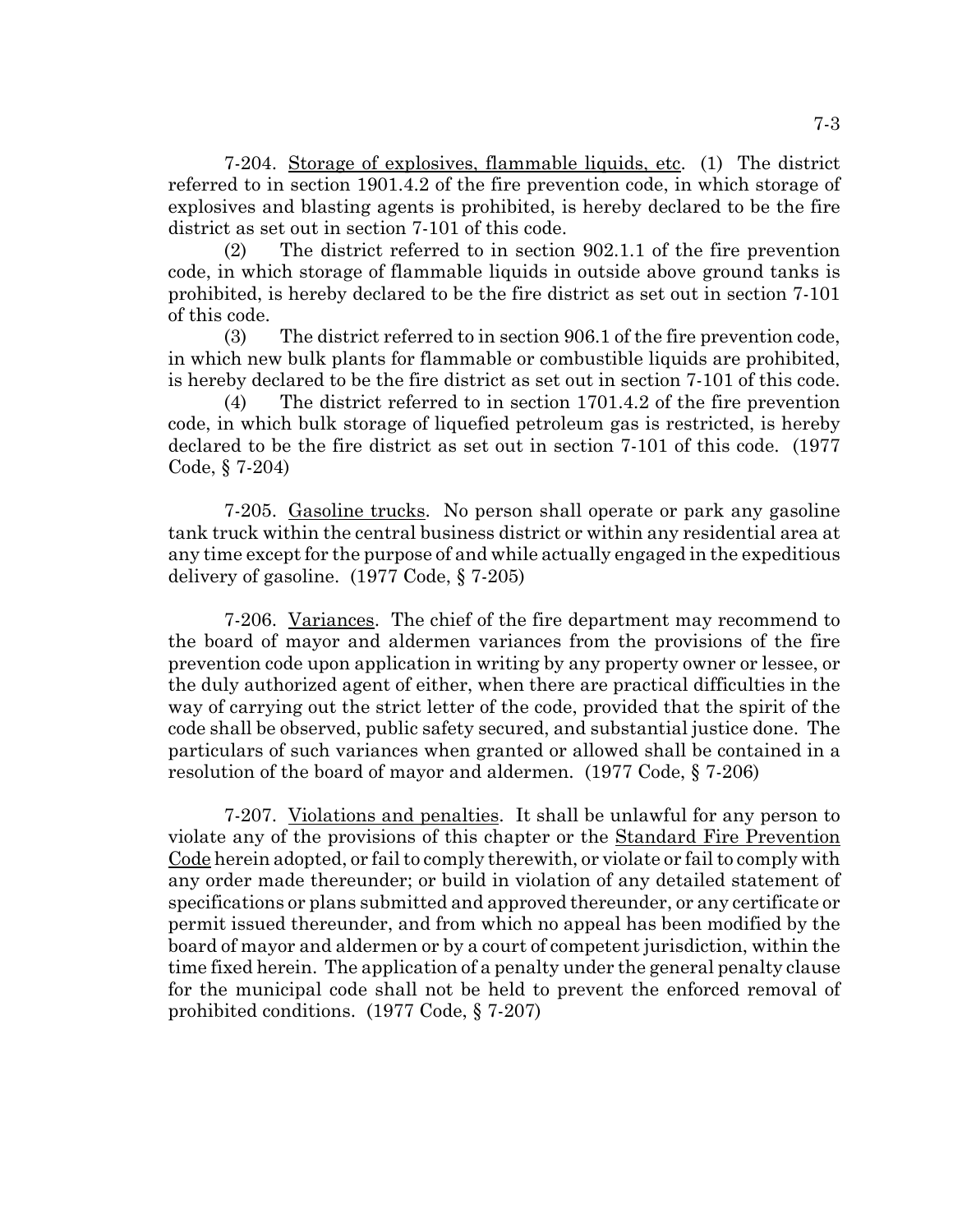7-204. Storage of explosives, flammable liquids, etc. (1) The district referred to in section 1901.4.2 of the fire prevention code, in which storage of explosives and blasting agents is prohibited, is hereby declared to be the fire district as set out in section 7-101 of this code.

(2) The district referred to in section 902.1.1 of the fire prevention code, in which storage of flammable liquids in outside above ground tanks is prohibited, is hereby declared to be the fire district as set out in section 7-101 of this code.

(3) The district referred to in section 906.1 of the fire prevention code, in which new bulk plants for flammable or combustible liquids are prohibited, is hereby declared to be the fire district as set out in section 7-101 of this code.

(4) The district referred to in section 1701.4.2 of the fire prevention code, in which bulk storage of liquefied petroleum gas is restricted, is hereby declared to be the fire district as set out in section 7-101 of this code. (1977 Code, § 7-204)

7-205. Gasoline trucks. No person shall operate or park any gasoline tank truck within the central business district or within any residential area at any time except for the purpose of and while actually engaged in the expeditious delivery of gasoline. (1977 Code, § 7-205)

7-206. Variances. The chief of the fire department may recommend to the board of mayor and aldermen variances from the provisions of the fire prevention code upon application in writing by any property owner or lessee, or the duly authorized agent of either, when there are practical difficulties in the way of carrying out the strict letter of the code, provided that the spirit of the code shall be observed, public safety secured, and substantial justice done. The particulars of such variances when granted or allowed shall be contained in a resolution of the board of mayor and aldermen. (1977 Code, § 7-206)

7-207. Violations and penalties. It shall be unlawful for any person to violate any of the provisions of this chapter or the Standard Fire Prevention Code herein adopted, or fail to comply therewith, or violate or fail to comply with any order made thereunder; or build in violation of any detailed statement of specifications or plans submitted and approved thereunder, or any certificate or permit issued thereunder, and from which no appeal has been modified by the board of mayor and aldermen or by a court of competent jurisdiction, within the time fixed herein. The application of a penalty under the general penalty clause for the municipal code shall not be held to prevent the enforced removal of prohibited conditions. (1977 Code, § 7-207)